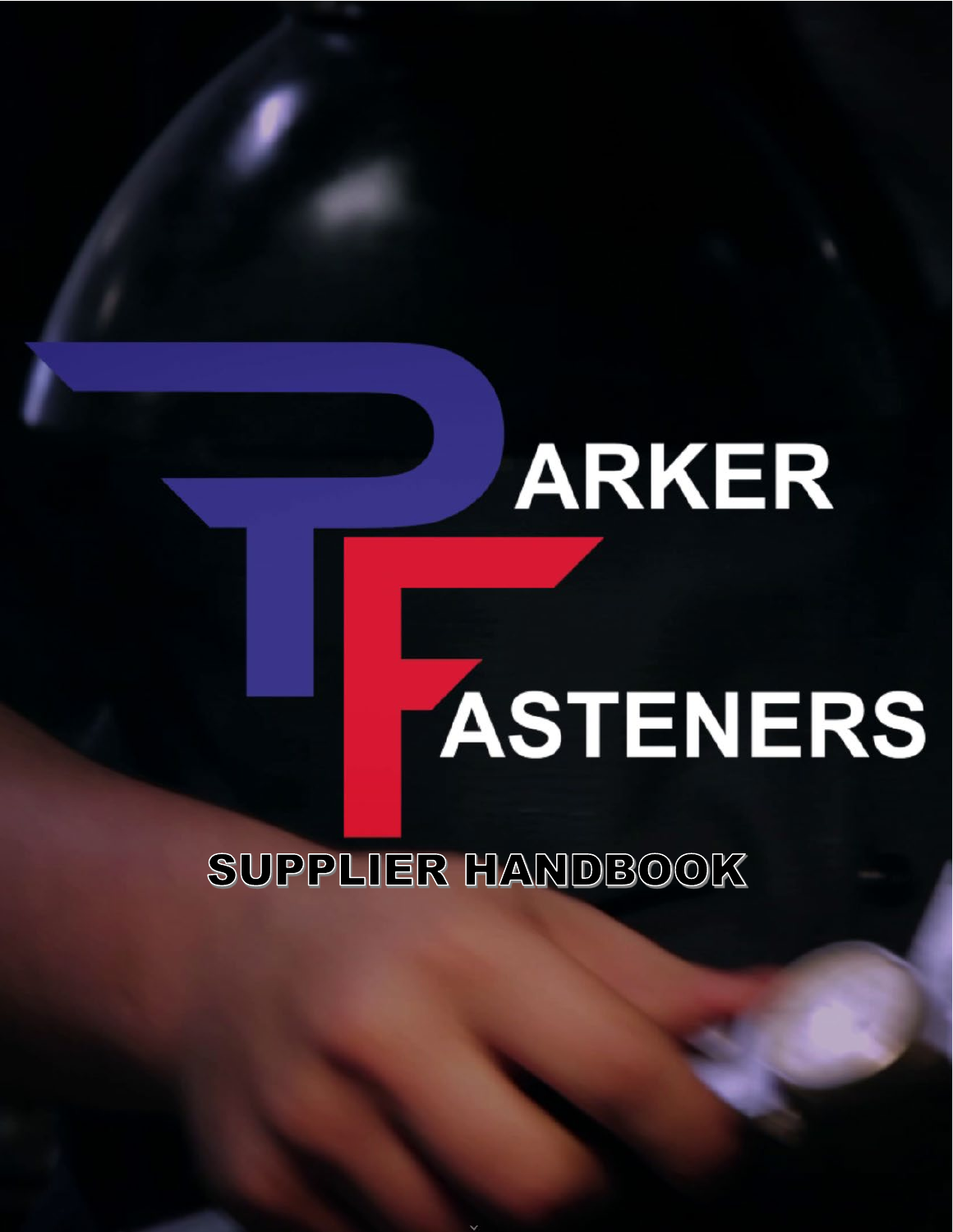# PARKER FASTENERS

## SUPPLIER HANDBOOK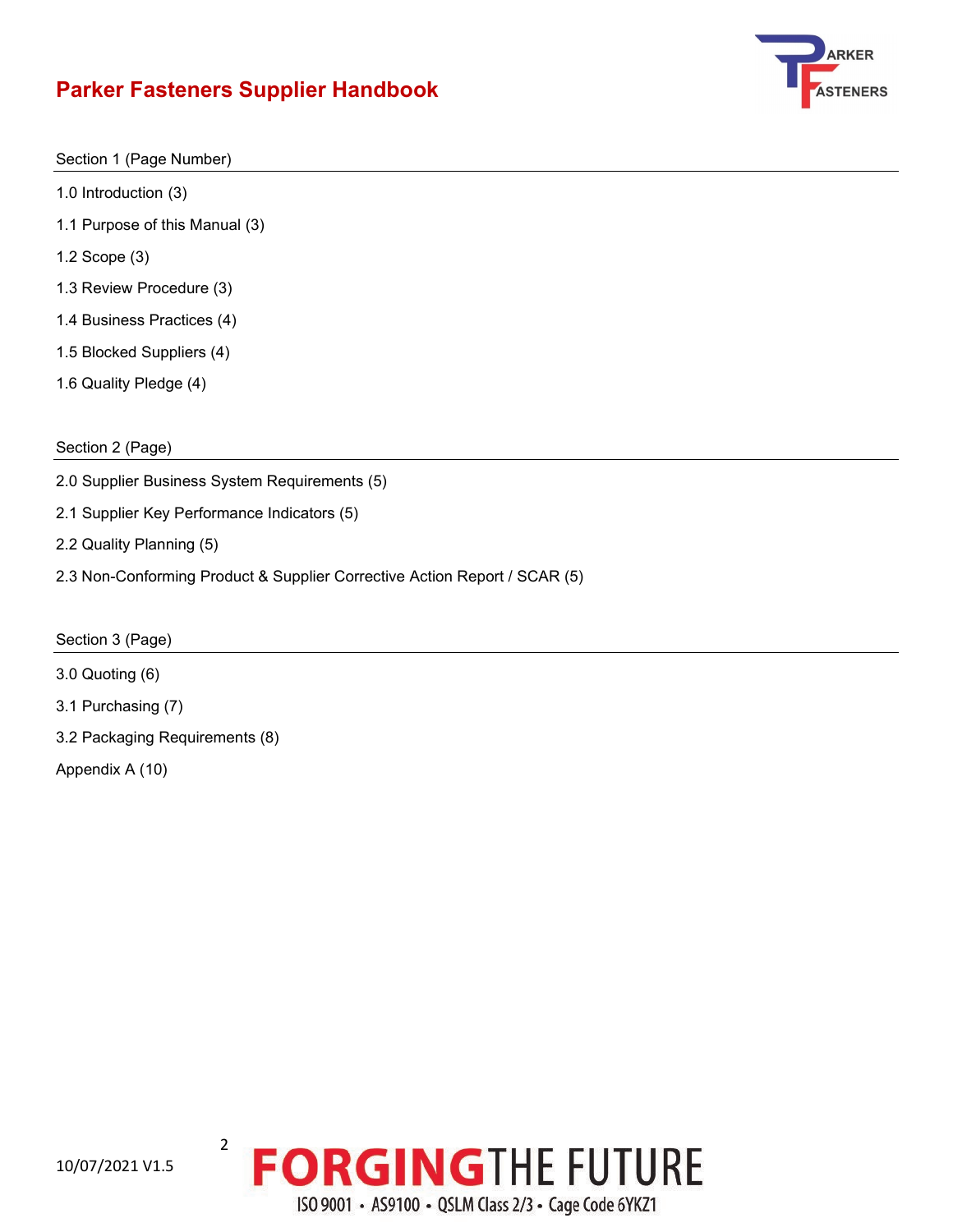# Parker Fasteners Supplier Handbook

Section 1 (Page Number)

1.0 Introduction (3)

1.1 Purpose of this Manual (3)

1.2 Scope (3)

1.3 Review Procedure (3)

1.4 Business Practices (4)

1.5 Blocked Suppliers (4)

1.6 Quality Pledge (4)

Section 2 (Page)

2.0 Supplier Business System Requirements (5)

2.1 Supplier Key Performance Indicators (5)

2.2 Quality Planning (5)

2.3 Non-Conforming Product & Supplier Corrective Action Report / SCAR (5)

Section 3 (Page)

3.0 Quoting (6)

3.1 Purchasing (7)

3.2 Packaging Requirements (8)

Appendix A (10)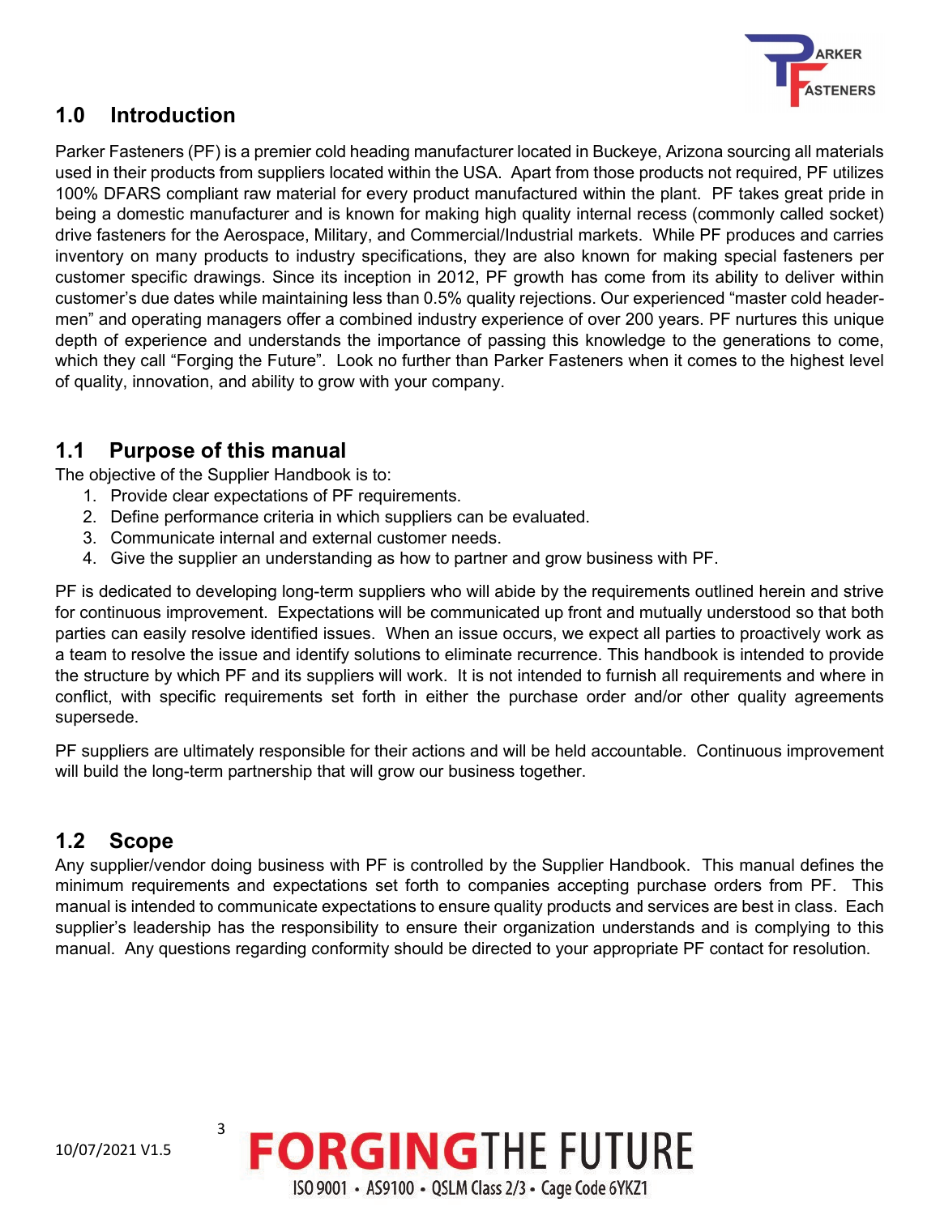## 1.0 Introduction

Parker Fasteners (PF) is a premier cold heading manufacturer located in Buckeye, Arizona sourcing all materials used in their products from suppliers located within the USA. Apart from those products not required, PF utilizes 100% DFARS compliant raw material for every product manufactured within the plant. PF takes great pride in being a domestic manufacturer and is known for making high quality internal recess (commonly called socket) drive fasteners for the Aerospace, Military, and Commercial/Industrial markets. While PF produces and carries inventory on many products to industry specifications, they are also known for making special fasteners per customer specific drawings. Since its inception in 2012, PF growth has come from its ability to deliver within customer's due dates while maintaining less than 0.5% quality rejections. Our experienced "master cold header-men" and operating managers offer a combined industry experience of over 200 years. PF nurtures this unique depth of experience and understands the importance of passing this knowledge to the generations to come, which they call "Forging the Future". Look no further than Parker Fasteners when it comes to the highest level of quality, innovation, and ability to grow with your company.

## 1.1 Purpose of this manual

The objective of the Supplier Handbook is to:

1. Provide clear expectations of PF requirements.
2. Define performance criteria in which suppliers can be evaluated.
3. Communicate internal and external customer needs.
4. Give the supplier an understanding as how to partner and grow business with PF.

PF is dedicated to developing long-term suppliers who will abide by the requirements outlined herein and strive for continuous improvement. Expectations will be communicated up front and mutually understood so that both parties can easily resolve identified issues. When an issue occurs, we expect all parties to proactively work as a team to resolve the issue and identify solutions to eliminate recurrence. This handbook is intended to provide the structure by which PF and its suppliers will work. It is not intended to furnish all requirements and where in conflict, with specific requirements set forth in either the purchase order and/or other quality agreements supersede.

PF suppliers are ultimately responsible for their actions and will be held accountable. Continuous improvement will build the long-term partnership that will grow our business together.

## 1.2 Scope

Any supplier/vendor doing business with PF is controlled by the Supplier Handbook. This manual defines the minimum requirements and expectations set forth to companies accepting purchase orders from PF. This manual is intended to communicate expectations to ensure quality products and services are best in class. Each supplier's leadership has the responsibility to ensure their organization understands and is complying to this manual. Any questions regarding conformity should be directed to your appropriate PF contact for resolution.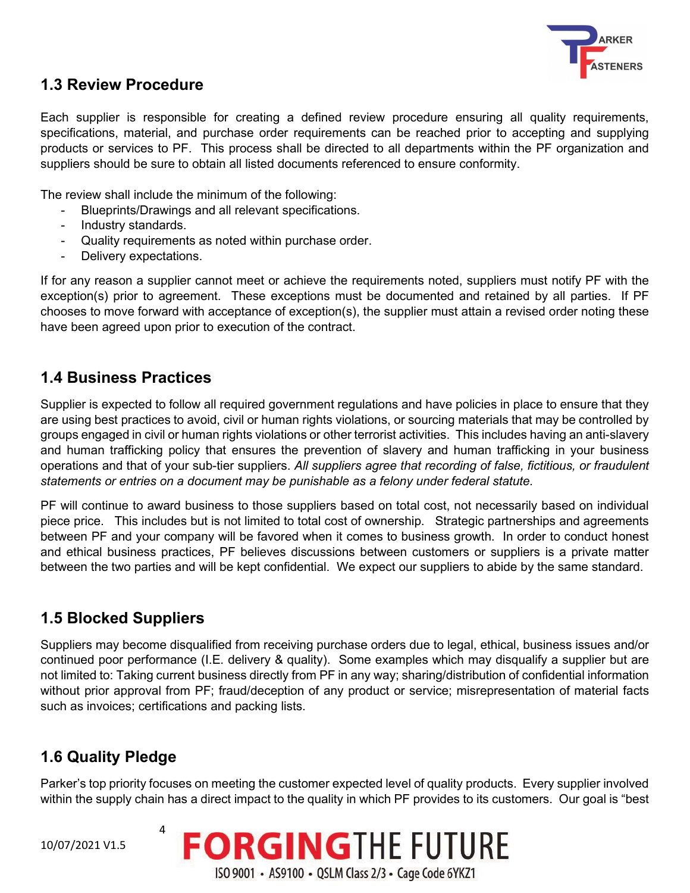## 1.3 Review Procedure

Each supplier is responsible for creating a defined review procedure ensuring all quality requirements, specifications, material, and purchase order requirements can be reached prior to accepting and supplying products or services to PF. This process shall be directed to all departments within the PF organization and suppliers should be sure to obtain all listed documents referenced to ensure conformity.

The review shall include the minimum of the following:

- Blueprints/Drawings and all relevant specifications.
- Industry standards.
- Quality requirements as noted within purchase order.
- Delivery expectations.

If for any reason a supplier cannot meet or achieve the requirements noted, suppliers must notify PF with the exception(s) prior to agreement. These exceptions must be documented and retained by all parties. If PF chooses to move forward with acceptance of exception(s), the supplier must attain a revised order noting these have been agreed upon prior to execution of the contract.

## 1.4 Business Practices

Supplier is expected to follow all required government regulations and have policies in place to ensure that they are using best practices to avoid, civil or human rights violations, or sourcing materials that may be controlled by groups engaged in civil or human rights violations or other terrorist activities. This includes having an anti-slavery and human trafficking policy that ensures the prevention of slavery and human trafficking in your business operations and that of your sub-tier suppliers. *All suppliers agree that recording of false, fictitious, or fraudulent statements or entries on a document may be punishable as a felony under federal statute.*

PF will continue to award business to those suppliers based on total cost, not necessarily based on individual piece price. This includes but is not limited to total cost of ownership. Strategic partnerships and agreements between PF and your company will be favored when it comes to business growth. In order to conduct honest and ethical business practices, PF believes discussions between customers or suppliers is a private matter between the two parties and will be kept confidential. We expect our suppliers to abide by the same standard.

## 1.5 Blocked Suppliers

Suppliers may become disqualified from receiving purchase orders due to legal, ethical, business issues and/or continued poor performance (I.E. delivery & quality). Some examples which may disqualify a supplier but are not limited to: Taking current business directly from PF in any way; sharing/distribution of confidential information without prior approval from PF; fraud/deception of any product or service; misrepresentation of material facts such as invoices; certifications and packing lists.

## 1.6 Quality Pledge

Parker's top priority focuses on meeting the customer expected level of quality products. Every supplier involved within the supply chain has a direct impact to the quality in which PF provides to its customers. Our goal is "best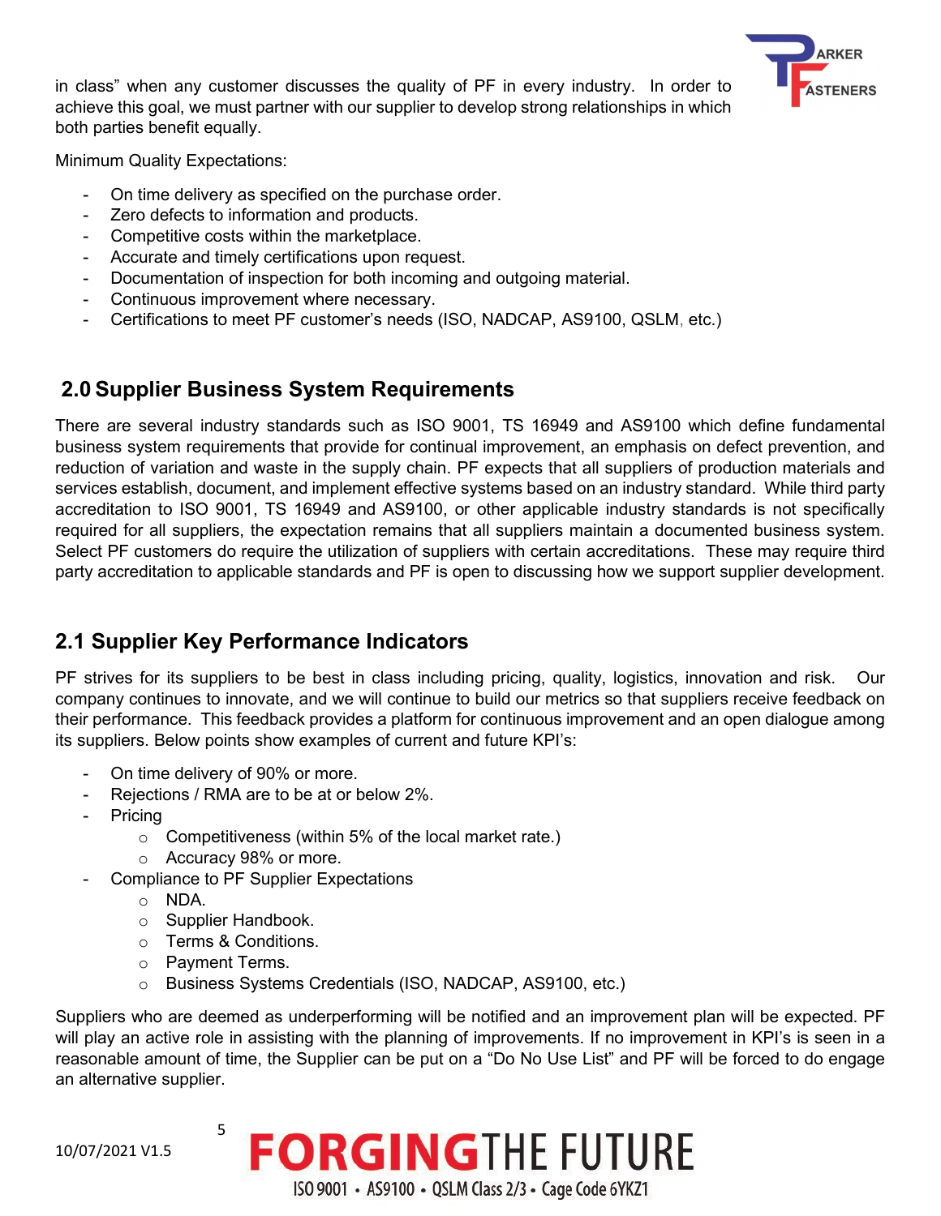in class" when any customer discusses the quality of PF in every industry. In order to achieve this goal, we must partner with our supplier to develop strong relationships in which both parties benefit equally.

Minimum Quality Expectations:

- On time delivery as specified on the purchase order.
- Zero defects to information and products.
- Competitive costs within the marketplace.
- Accurate and timely certifications upon request.
- Documentation of inspection for both incoming and outgoing material.
- Continuous improvement where necessary.
- Certifications to meet PF customer's needs (ISO, NADCAP, AS9100, QSLM, etc.)

## 2.0 Supplier Business System Requirements

There are several industry standards such as ISO 9001, TS 16949 and AS9100 which define fundamental business system requirements that provide for continual improvement, an emphasis on defect prevention, and reduction of variation and waste in the supply chain. PF expects that all suppliers of production materials and services establish, document, and implement effective systems based on an industry standard. While third party accreditation to ISO 9001, TS 16949 and AS9100, or other applicable industry standards is not specifically required for all suppliers, the expectation remains that all suppliers maintain a documented business system. Select PF customers do require the utilization of suppliers with certain accreditations. These may require third party accreditation to applicable standards and PF is open to discussing how we support supplier development.

## 2.1 Supplier Key Performance Indicators

PF strives for its suppliers to be best in class including pricing, quality, logistics, innovation and risk. Our company continues to innovate, and we will continue to build our metrics so that suppliers receive feedback on their performance. This feedback provides a platform for continuous improvement and an open dialogue among its suppliers. Below points show examples of current and future KPI's:

- On time delivery of 90% or more.
- Rejections / RMA are to be at or below 2%.
- Pricing
    - Competitiveness (within 5% of the local market rate.)
    - Accuracy 98% or more.
- Compliance to PF Supplier Expectations
    - NDA.
    - Supplier Handbook.
    - Terms & Conditions.
    - Payment Terms.
    - Business Systems Credentials (ISO, NADCAP, AS9100, etc.)

Suppliers who are deemed as underperforming will be notified and an improvement plan will be expected. PF will play an active role in assisting with the planning of improvements. If no improvement in KPI's is seen in a reasonable amount of time, the Supplier can be put on a "Do No Use List" and PF will be forced to do engage an alternative supplier.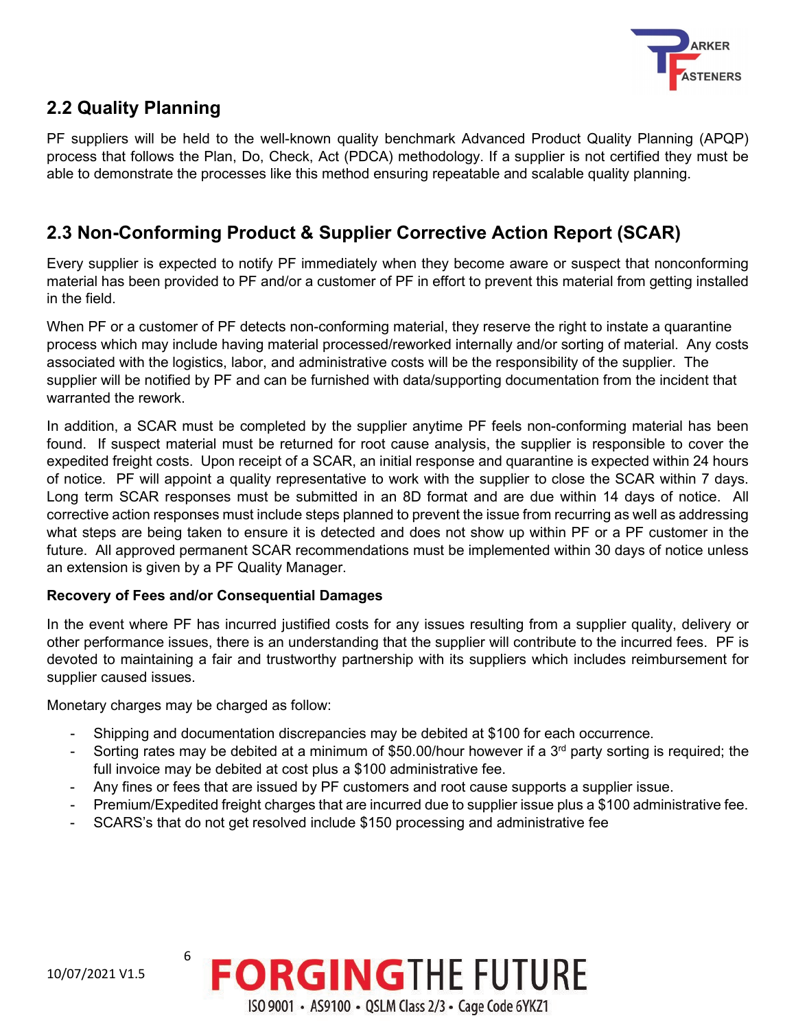## 2.2 Quality Planning

PF suppliers will be held to the well-known quality benchmark Advanced Product Quality Planning (APQP) process that follows the Plan, Do, Check, Act (PDCA) methodology. If a supplier is not certified they must be able to demonstrate the processes like this method ensuring repeatable and scalable quality planning.

## 2.3 Non-Conforming Product & Supplier Corrective Action Report (SCAR)

Every supplier is expected to notify PF immediately when they become aware or suspect that nonconforming material has been provided to PF and/or a customer of PF in effort to prevent this material from getting installed in the field.

When PF or a customer of PF detects non-conforming material, they reserve the right to instate a quarantine process which may include having material processed/reworked internally and/or sorting of material. Any costs associated with the logistics, labor, and administrative costs will be the responsibility of the supplier. The supplier will be notified by PF and can be furnished with data/supporting documentation from the incident that warranted the rework.

In addition, a SCAR must be completed by the supplier anytime PF feels non-conforming material has been found. If suspect material must be returned for root cause analysis, the supplier is responsible to cover the expedited freight costs. Upon receipt of a SCAR, an initial response and quarantine is expected within 24 hours of notice. PF will appoint a quality representative to work with the supplier to close the SCAR within 7 days. Long term SCAR responses must be submitted in an 8D format and are due within 14 days of notice. All corrective action responses must include steps planned to prevent the issue from recurring as well as addressing what steps are being taken to ensure it is detected and does not show up within PF or a PF customer in the future. All approved permanent SCAR recommendations must be implemented within 30 days of notice unless an extension is given by a PF Quality Manager.

**Recovery of Fees and/or Consequential Damages**

In the event where PF has incurred justified costs for any issues resulting from a supplier quality, delivery or other performance issues, there is an understanding that the supplier will contribute to the incurred fees. PF is devoted to maintaining a fair and trustworthy partnership with its suppliers which includes reimbursement for supplier caused issues.

Monetary charges may be charged as follow:

- Shipping and documentation discrepancies may be debited at $100 for each occurrence.
- Sorting rates may be debited at a minimum of $50.00/hour however if a 3rd party sorting is required; the full invoice may be debited at cost plus a $100 administrative fee.
- Any fines or fees that are issued by PF customers and root cause supports a supplier issue.
- Premium/Expedited freight charges that are incurred due to supplier issue plus a $100 administrative fee.
- SCARS's that do not get resolved include $150 processing and administrative fee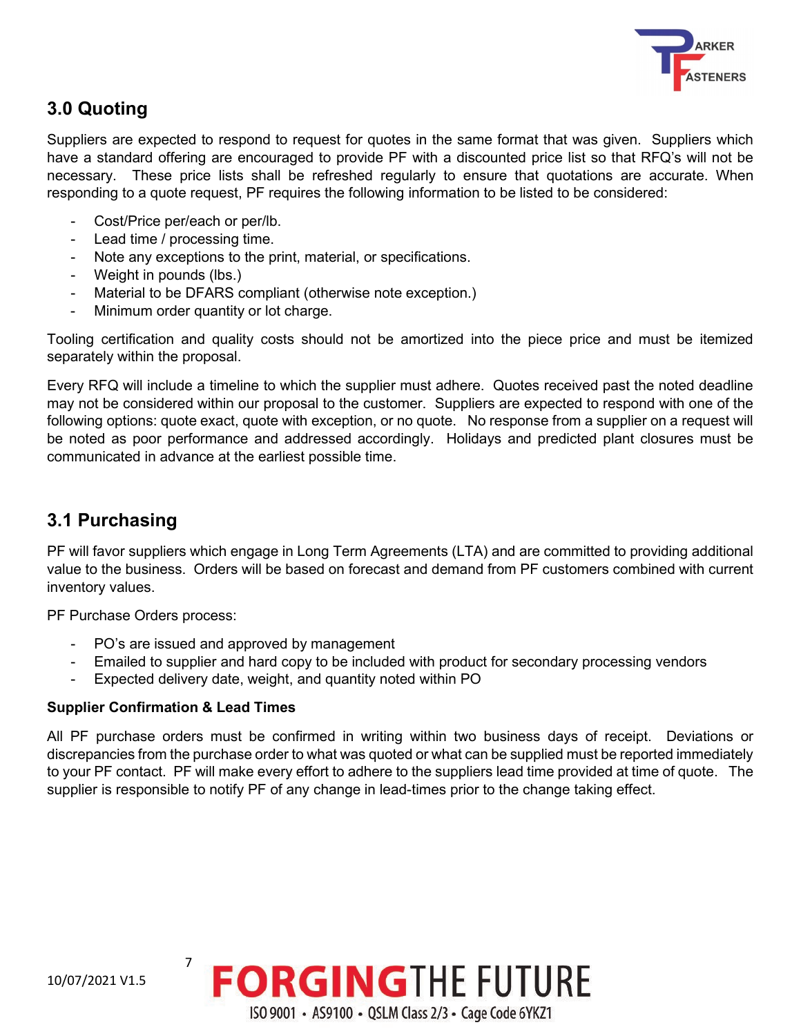## 3.0 Quoting

Suppliers are expected to respond to request for quotes in the same format that was given. Suppliers which have a standard offering are encouraged to provide PF with a discounted price list so that RFQ's will not be necessary. These price lists shall be refreshed regularly to ensure that quotations are accurate. When responding to a quote request, PF requires the following information to be listed to be considered:

- Cost/Price per/each or per/lb.
- Lead time / processing time.
- Note any exceptions to the print, material, or specifications.
- Weight in pounds (lbs.)
- Material to be DFARS compliant (otherwise note exception.)
- Minimum order quantity or lot charge.

Tooling certification and quality costs should not be amortized into the piece price and must be itemized separately within the proposal.

Every RFQ will include a timeline to which the supplier must adhere. Quotes received past the noted deadline may not be considered within our proposal to the customer. Suppliers are expected to respond with one of the following options: quote exact, quote with exception, or no quote. No response from a supplier on a request will be noted as poor performance and addressed accordingly. Holidays and predicted plant closures must be communicated in advance at the earliest possible time.

## 3.1 Purchasing

PF will favor suppliers which engage in Long Term Agreements (LTA) and are committed to providing additional value to the business. Orders will be based on forecast and demand from PF customers combined with current inventory values.

PF Purchase Orders process:

- PO's are issued and approved by management
- Emailed to supplier and hard copy to be included with product for secondary processing vendors
- Expected delivery date, weight, and quantity noted within PO

**Supplier Confirmation & Lead Times**

All PF purchase orders must be confirmed in writing within two business days of receipt. Deviations or discrepancies from the purchase order to what was quoted or what can be supplied must be reported immediately to your PF contact. PF will make every effort to adhere to the suppliers lead time provided at time of quote. The supplier is responsible to notify PF of any change in lead-times prior to the change taking effect.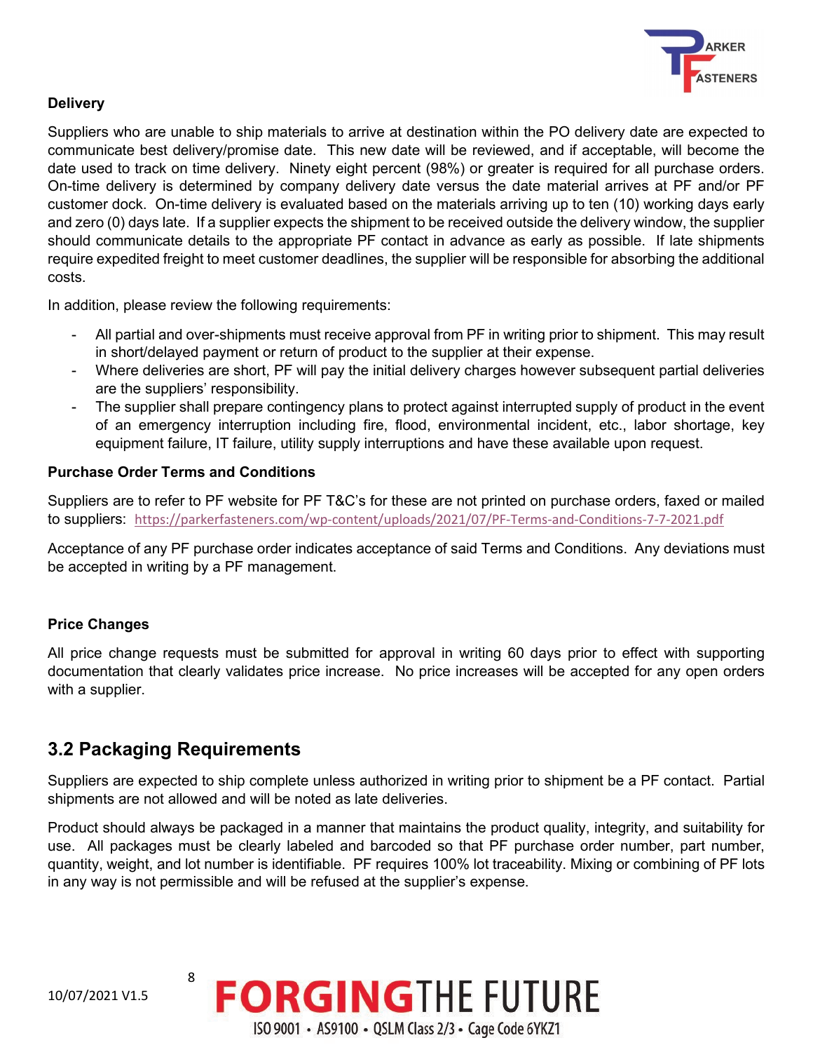**Delivery**

Suppliers who are unable to ship materials to arrive at destination within the PO delivery date are expected to communicate best delivery/promise date. This new date will be reviewed, and if acceptable, will become the date used to track on time delivery. Ninety eight percent (98%) or greater is required for all purchase orders. On-time delivery is determined by company delivery date versus the date material arrives at PF and/or PF customer dock. On-time delivery is evaluated based on the materials arriving up to ten (10) working days early and zero (0) days late. If a supplier expects the shipment to be received outside the delivery window, the supplier should communicate details to the appropriate PF contact in advance as early as possible. If late shipments require expedited freight to meet customer deadlines, the supplier will be responsible for absorbing the additional costs.

In addition, please review the following requirements:

- All partial and over-shipments must receive approval from PF in writing prior to shipment. This may result in short/delayed payment or return of product to the supplier at their expense.
- Where deliveries are short, PF will pay the initial delivery charges however subsequent partial deliveries are the suppliers' responsibility.
- The supplier shall prepare contingency plans to protect against interrupted supply of product in the event of an emergency interruption including fire, flood, environmental incident, etc., labor shortage, key equipment failure, IT failure, utility supply interruptions and have these available upon request.

**Purchase Order Terms and Conditions**

Suppliers are to refer to PF website for PF T&C's for these are not printed on purchase orders, faxed or mailed to suppliers: https://parkerfasteners.com/wp-content/uploads/2021/07/PF-Terms-and-Conditions-7-7-2021.pdf

Acceptance of any PF purchase order indicates acceptance of said Terms and Conditions. Any deviations must be accepted in writing by a PF management.

**Price Changes**

All price change requests must be submitted for approval in writing 60 days prior to effect with supporting documentation that clearly validates price increase. No price increases will be accepted for any open orders with a supplier.

## 3.2 Packaging Requirements

Suppliers are expected to ship complete unless authorized in writing prior to shipment be a PF contact. Partial shipments are not allowed and will be noted as late deliveries.

Product should always be packaged in a manner that maintains the product quality, integrity, and suitability for use. All packages must be clearly labeled and barcoded so that PF purchase order number, part number, quantity, weight, and lot number is identifiable. PF requires 100% lot traceability. Mixing or combining of PF lots in any way is not permissible and will be refused at the supplier's expense.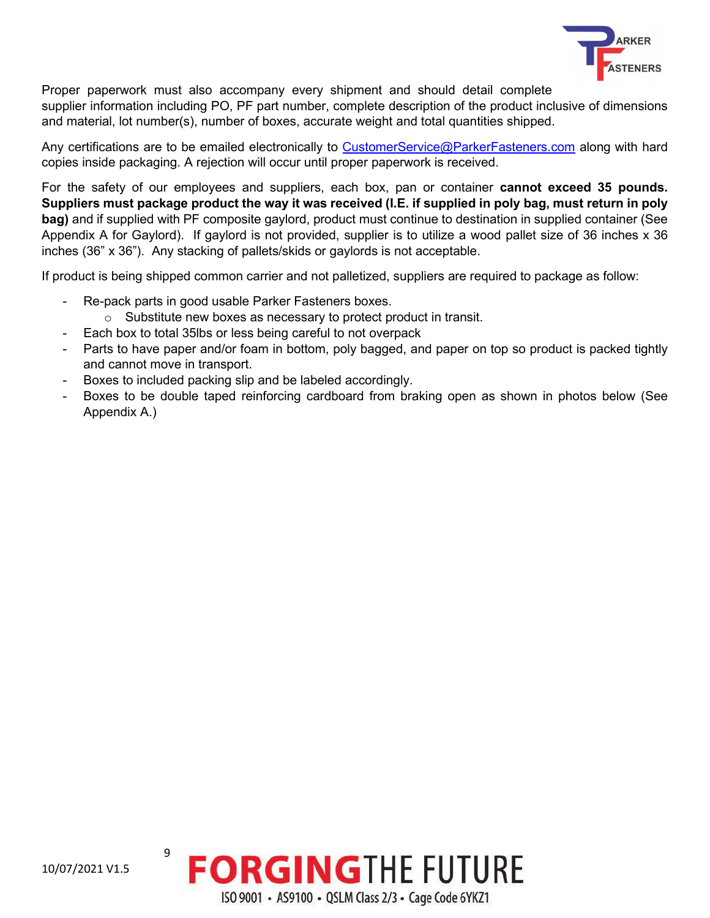Proper paperwork must also accompany every shipment and should detail complete supplier information including PO, PF part number, complete description of the product inclusive of dimensions and material, lot number(s), number of boxes, accurate weight and total quantities shipped.

Any certifications are to be emailed electronically to CustomerService@ParkerFasteners.com along with hard copies inside packaging. A rejection will occur until proper paperwork is received.

For the safety of our employees and suppliers, each box, pan or container **cannot exceed 35 pounds. Suppliers must package product the way it was received (I.E. if supplied in poly bag, must return in poly bag)** and if supplied with PF composite gaylord, product must continue to destination in supplied container (See Appendix A for Gaylord). If gaylord is not provided, supplier is to utilize a wood pallet size of 36 inches x 36 inches (36" x 36"). Any stacking of pallets/skids or gaylords is not acceptable.

If product is being shipped common carrier and not palletized, suppliers are required to package as follow:

- Re-pack parts in good usable Parker Fasteners boxes.
  - Substitute new boxes as necessary to protect product in transit.
- Each box to total 35lbs or less being careful to not overpack
- Parts to have paper and/or foam in bottom, poly bagged, and paper on top so product is packed tightly and cannot move in transport.
- Boxes to included packing slip and be labeled accordingly.
- Boxes to be double taped reinforcing cardboard from braking open as shown in photos below (See Appendix A.)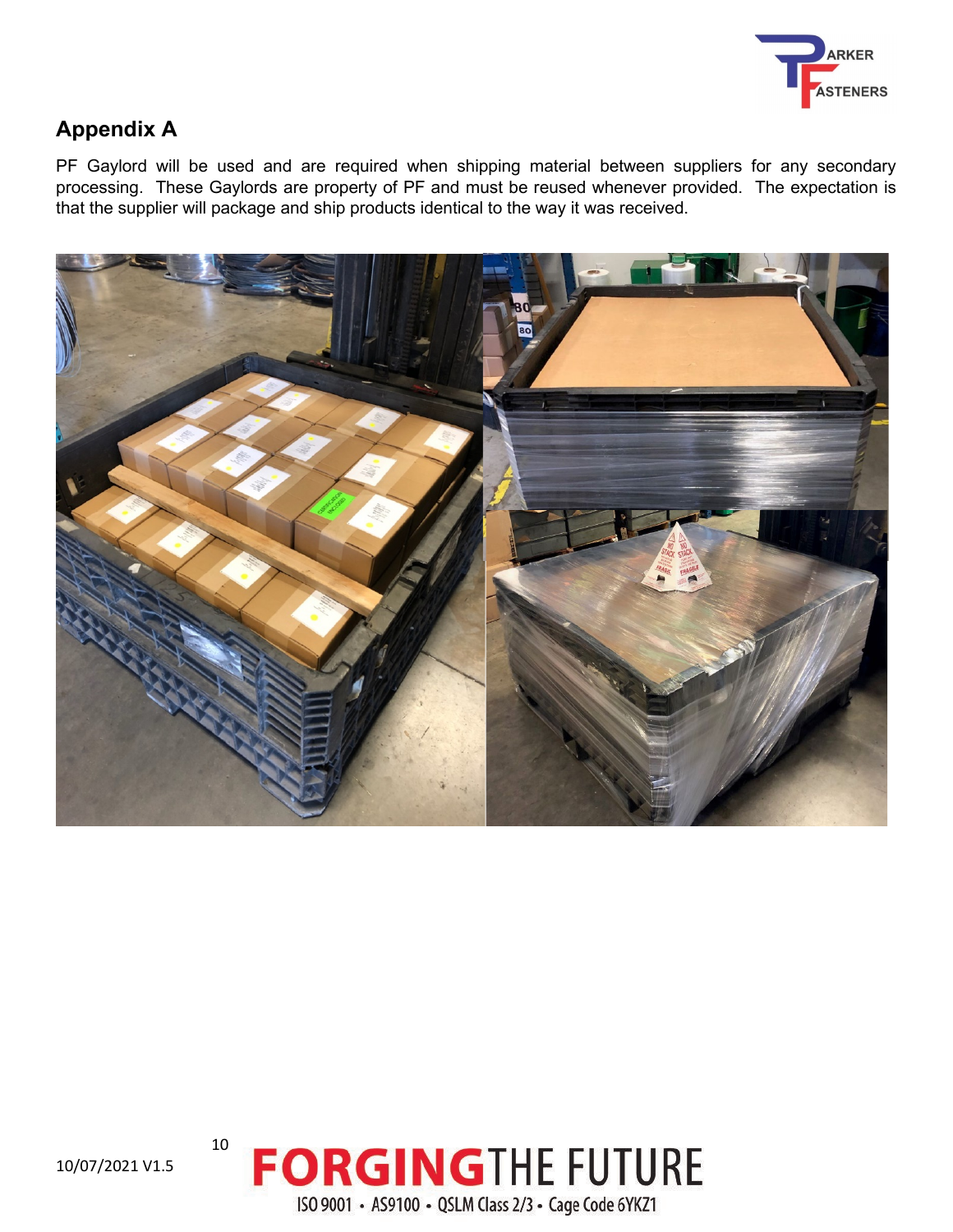## Appendix A

PF Gaylord will be used and are required when shipping material between suppliers for any secondary processing. These Gaylords are property of PF and must be reused whenever provided. The expectation is that the supplier will package and ship products identical to the way it was received.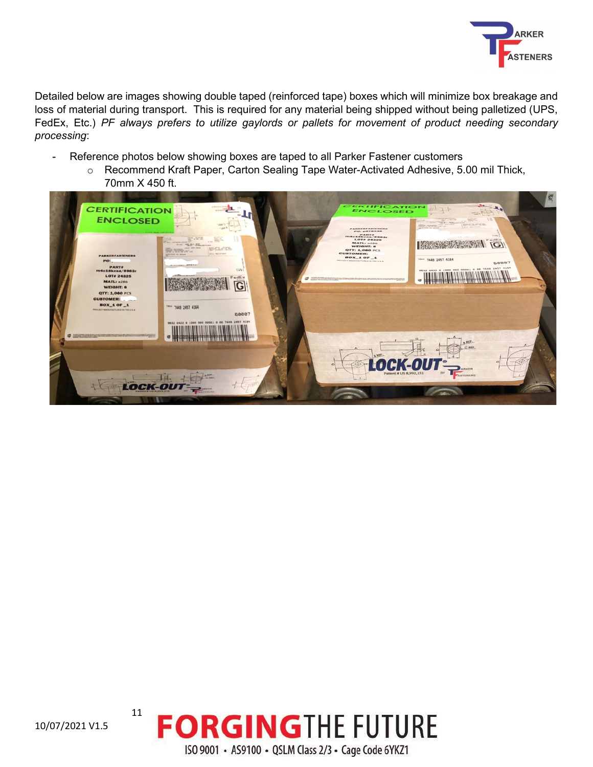Detailed below are images showing double taped (reinforced tape) boxes which will minimize box breakage and loss of material during transport. This is required for any material being shipped without being palletized (UPS, FedEx, Etc.) *PF always prefers to utilize gaylords or pallets for movement of product needing secondary processing*:

- Reference photos below showing boxes are taped to all Parker Fastener customers
  - Recommend Kraft Paper, Carton Sealing Tape Water-Activated Adhesive, 5.00 mil Thick, 70mm X 450 ft.